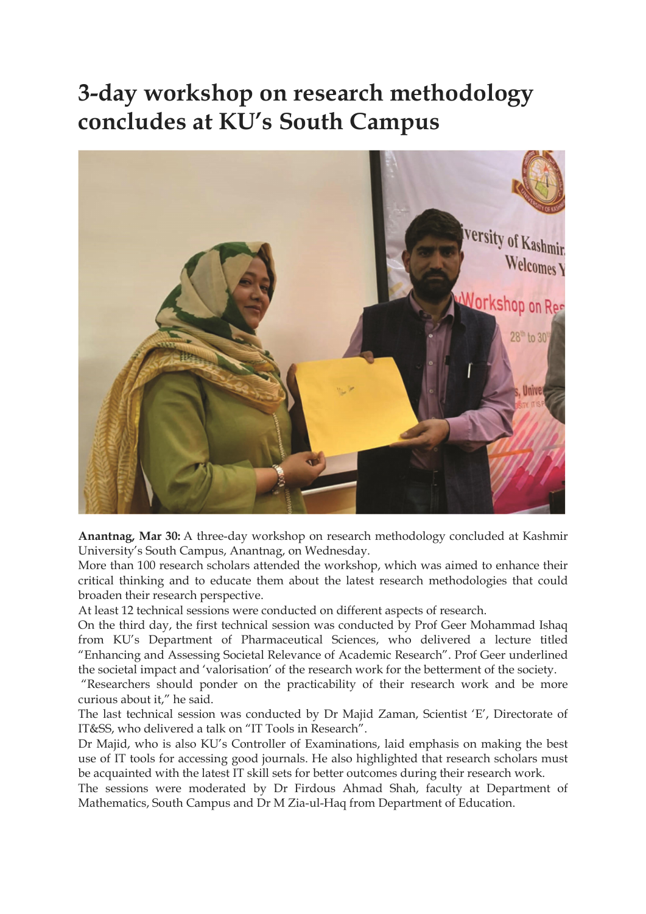# 3-day workshop on research methodology concludes at KU's South Campus

**Anantnag, Mar 30:** A three-day workshop on research methodology concluded at Kashmir University's South Campus, Anantnag, on Wednesday.

More than 100 research scholars attended the workshop, which was aimed to enhance their critical thinking and to educate them about the latest research methodologies that could broaden their research perspective.

At least 12 technical sessions were conducted on different aspects of research.

On the third day, the first technical session was conducted by Prof Geer Mohammad Ishaq from KU's Department of Pharmaceutical Sciences, who delivered a lecture titled "Enhancing and Assessing Societal Relevance of Academic Research". Prof Geer underlined the societal impact and 'valorisation' of the research work for the betterment of the society.

"Researchers should ponder on the practicability of their research work and be more curious about it," he said.

The last technical session was conducted by Dr Majid Zaman, Scientist 'E', Directorate of IT&SS, who delivered a talk on "IT Tools in Research".

Dr Majid, who is also KU's Controller of Examinations, laid emphasis on making the best use of IT tools for accessing good journals. He also highlighted that research scholars must be acquainted with the latest IT skill sets for better outcomes during their research work.

The sessions were moderated by Dr Firdous Ahmad Shah, faculty at Department of Mathematics, South Campus and Dr M Zia-ul-Haq from Department of Education.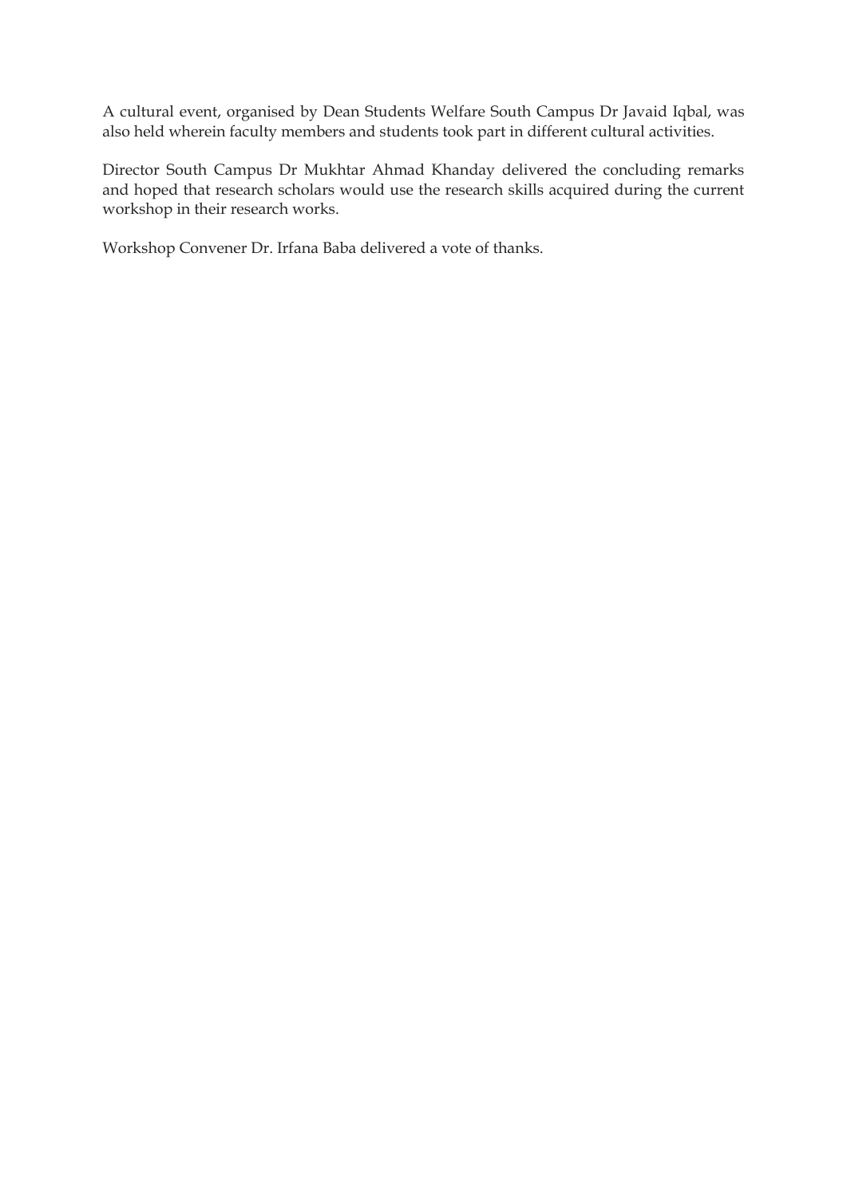A cultural event, organised by Dean Students Welfare South Campus Dr Javaid Iqbal, was also held wherein faculty members and students took part in different cultural activities.

Director South Campus Dr Mukhtar Ahmad Khanday delivered the concluding remarks and hoped that research scholars would use the research skills acquired during the current workshop in their research works.

Workshop Convener Dr. Irfana Baba delivered a vote of thanks.